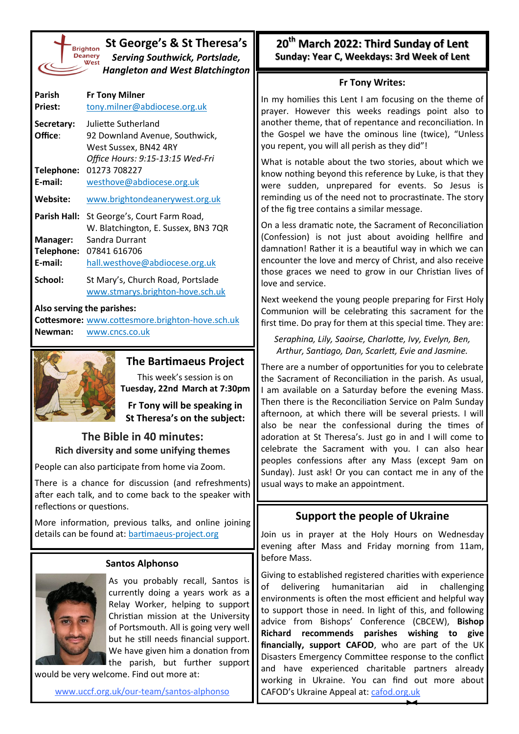# St George's & St Theresa's

***Serving Southwick, Portslade, Hangleton and West Blatchington***

| | |
|---|---|
| **Parish Priest:** | **Fr Tony Milner** tony.milner@abdiocese.org.uk |
| **Secretary:** | Juliette Sutherland |
| **Office:** | 92 Downland Avenue, Southwick, West Sussex, BN42 4RY *Office Hours: 9:15-13:15 Wed-Fri* |
| **Telephone:** | 01273 708227 |
| **E-mail:** | westhove@abdiocese.org.uk |
| **Website:** | www.brightondeanerywest.org.uk |
| **Parish Hall:** | St George's, Court Farm Road, W. Blatchington, E. Sussex, BN3 7QR |
| **Manager:** | Sandra Durrant |
| **Telephone:** | 07841 616706 |
| **E-mail:** | hall.westhove@abdiocese.org.uk |
| **School:** | St Mary's, Church Road, Portslade www.stmarys.brighton-hove.sch.uk |

**Also serving the parishes:**

**Cottesmore:** www.cottesmore.brighton-hove.sch.uk
**Newman:** www.cncs.co.uk

## The Bartimaeus Project

This week's session is on **Tuesday, 22nd March at 7:30pm**

**Fr Tony will be speaking in St Theresa's on the subject:**

### The Bible in 40 minutes:

**Rich diversity and some unifying themes**

People can also participate from home via Zoom.

There is a chance for discussion (and refreshments) after each talk, and to come back to the speaker with reflections or questions.

More information, previous talks, and online joining details can be found at: bartimaeus-project.org

## Santos Alphonso

As you probably recall, Santos is currently doing a years work as a Relay Worker, helping to support Christian mission at the University of Portsmouth. All is going very well but he still needs financial support. We have given him a donation from the parish, but further support would be very welcome. Find out more at:

www.uccf.org.uk/our-team/santos-alphonso

# 20th March 2022: Third Sunday of Lent

**Sunday: Year C, Weekdays: 3rd Week of Lent**

## Fr Tony Writes:

In my homilies this Lent I am focusing on the theme of prayer. However this weeks readings point also to another theme, that of repentance and reconciliation. In the Gospel we have the ominous line (twice), "Unless you repent, you will all perish as they did"!

What is notable about the two stories, about which we know nothing beyond this reference by Luke, is that they were sudden, unprepared for events. So Jesus is reminding us of the need not to procrastinate. The story of the fig tree contains a similar message.

On a less dramatic note, the Sacrament of Reconciliation (Confession) is not just about avoiding hellfire and damnation! Rather it is a beautiful way in which we can encounter the love and mercy of Christ, and also receive those graces we need to grow in our Christian lives of love and service.

Next weekend the young people preparing for First Holy Communion will be celebrating this sacrament for the first time. Do pray for them at this special time. They are:

*Seraphina, Lily, Saoirse, Charlotte, Ivy, Evelyn, Ben, Arthur, Santiago, Dan, Scarlett, Evie and Jasmine.*

There are a number of opportunities for you to celebrate the Sacrament of Reconciliation in the parish. As usual, I am available on a Saturday before the evening Mass. Then there is the Reconciliation Service on Palm Sunday afternoon, at which there will be several priests. I will also be near the confessional during the times of adoration at St Theresa's. Just go in and I will come to celebrate the Sacrament with you. I can also hear peoples confessions after any Mass (except 9am on Sunday). Just ask! Or you can contact me in any of the usual ways to make an appointment.

## Support the people of Ukraine

Join us in prayer at the Holy Hours on Wednesday evening after Mass and Friday morning from 11am, before Mass.

Giving to established registered charities with experience of delivering humanitarian aid in challenging environments is often the most efficient and helpful way to support those in need. In light of this, and following advice from Bishops' Conference (CBCEW), **Bishop Richard recommends parishes wishing to give financially, support CAFOD**, who are part of the UK Disasters Emergency Committee response to the conflict and have experienced charitable partners already working in Ukraine. You can find out more about CAFOD's Ukraine Appeal at: cafod.org.uk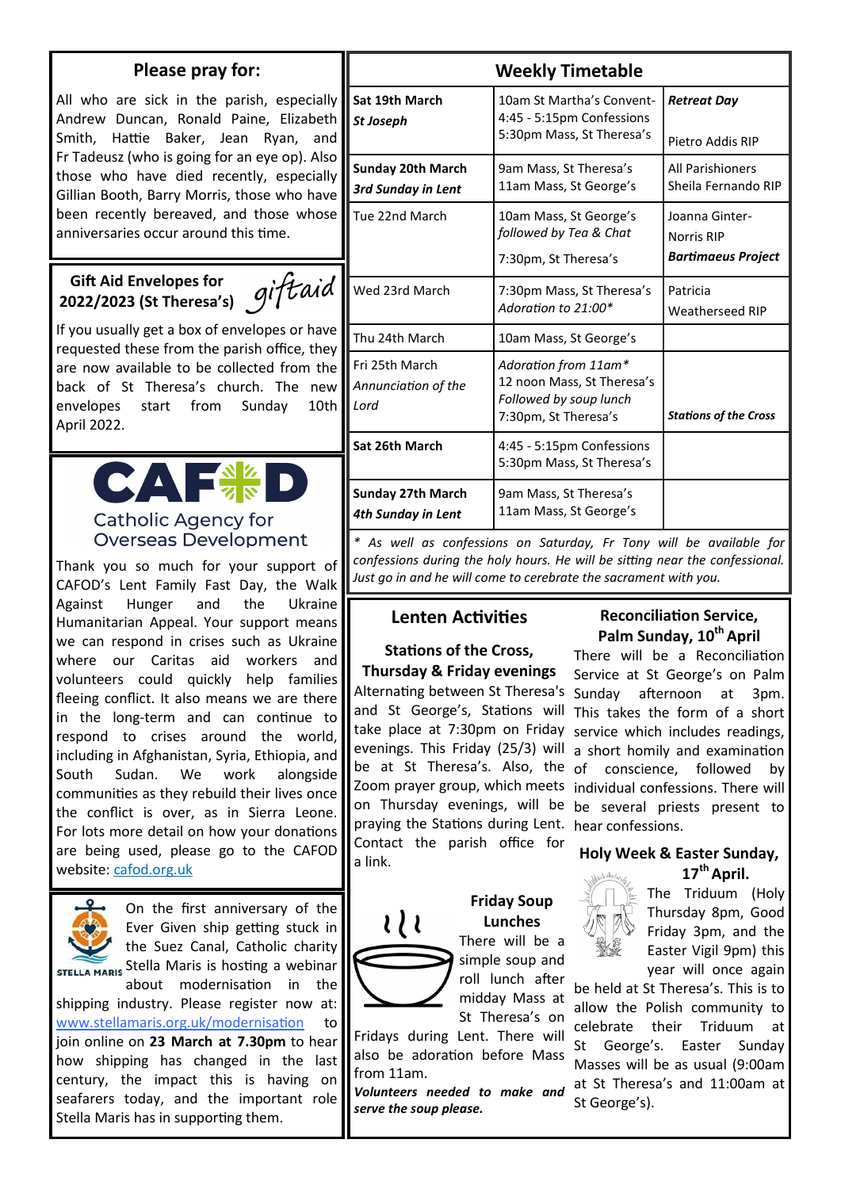## Please pray for:

All who are sick in the parish, especially Andrew Duncan, Ronald Paine, Elizabeth Smith, Hattie Baker, Jean Ryan, and Fr Tadeusz (who is going for an eye op). Also those who have died recently, especially Gillian Booth, Barry Morris, those who have been recently bereaved, and those whose anniversaries occur around this time.

## Gift Aid Envelopes for 2022/2023 (St Theresa's)

giftaid

If you usually get a box of envelopes or have requested these from the parish office, they are now available to be collected from the back of St Theresa's church. The new envelopes start from Sunday 10th April 2022.

## CAFOD
Catholic Agency for Overseas Development

Thank you so much for your support of CAFOD's Lent Family Fast Day, the Walk Against Hunger and the Ukraine Humanitarian Appeal. Your support means we can respond in crises such as Ukraine where our Caritas aid workers and volunteers could quickly help families fleeing conflict. It also means we are there in the long-term and can continue to respond to crises around the world, including in Afghanistan, Syria, Ethiopia, and South Sudan. We work alongside communities as they rebuild their lives once the conflict is over, as in Sierra Leone. For lots more detail on how your donations are being used, please go to the CAFOD website: cafod.org.uk

STELLA MARIS

On the first anniversary of the Ever Given ship getting stuck in the Suez Canal, Catholic charity Stella Maris is hosting a webinar about modernisation in the shipping industry. Please register now at: www.stellamaris.org.uk/modernisation to join online on **23 March at 7.30pm** to hear how shipping has changed in the last century, the impact this is having on seafarers today, and the important role Stella Maris has in supporting them.

## Weekly Timetable

| | | |
|---|---|---|
| **Sat 19th March** *St Joseph* | 10am St Martha's Convent- 4:45 - 5:15pm Confessions 5:30pm Mass, St Theresa's | ***Retreat Day*** Pietro Addis RIP |
| **Sunday 20th March** ***3rd Sunday in Lent*** | 9am Mass, St Theresa's 11am Mass, St George's | All Parishioners Sheila Fernando RIP |
| Tue 22nd March | 10am Mass, St George's *followed by Tea & Chat* 7:30pm, St Theresa's | Joanna Ginter-Norris RIP ***Bartimaeus Project*** |
| Wed 23rd March | 7:30pm Mass, St Theresa's *Adoration to 21:00\** | Patricia Weatherseed RIP |
| Thu 24th March | 10am Mass, St George's | |
| Fri 25th March *Annunciation of the Lord* | *Adoration from 11am\** 12 noon Mass, St Theresa's *Followed by soup lunch* 7:30pm, St Theresa's | ***Stations of the Cross*** |
| **Sat 26th March** | 4:45 - 5:15pm Confessions 5:30pm Mass, St Theresa's | |
| **Sunday 27th March** ***4th Sunday in Lent*** | 9am Mass, St Theresa's 11am Mass, St George's | |

*\* As well as confessions on Saturday, Fr Tony will be available for confessions during the holy hours. He will be sitting near the confessional. Just go in and he will come to cerebrate the sacrament with you.*

## Lenten Activities

### Stations of the Cross, Thursday & Friday evenings

Alternating between St Theresa's and St George's, Stations will take place at 7:30pm on Friday evenings. This Friday (25/3) will be at St Theresa's. Also, the Zoom prayer group, which meets on Thursday evenings, will be praying the Stations during Lent. Contact the parish office for a link.

### Friday Soup Lunches

There will be a simple soup and roll lunch after midday Mass at St Theresa's on Fridays during Lent. There will also be adoration before Mass from 11am.

***Volunteers needed to make and serve the soup please.***

## Reconciliation Service, Palm Sunday, 10th April

There will be a Reconciliation Service at St George's on Palm Sunday afternoon at 3pm. This takes the form of a short service which includes readings, a short homily and examination of conscience, followed by individual confessions. There will be several priests present to hear confessions.

## Holy Week & Easter Sunday, 17th April.

The Triduum (Holy Thursday 8pm, Good Friday 3pm, and the Easter Vigil 9pm) this year will once again be held at St Theresa's. This is to allow the Polish community to celebrate their Triduum at St George's. Easter Sunday Masses will be as usual (9:00am at St Theresa's and 11:00am at St George's).